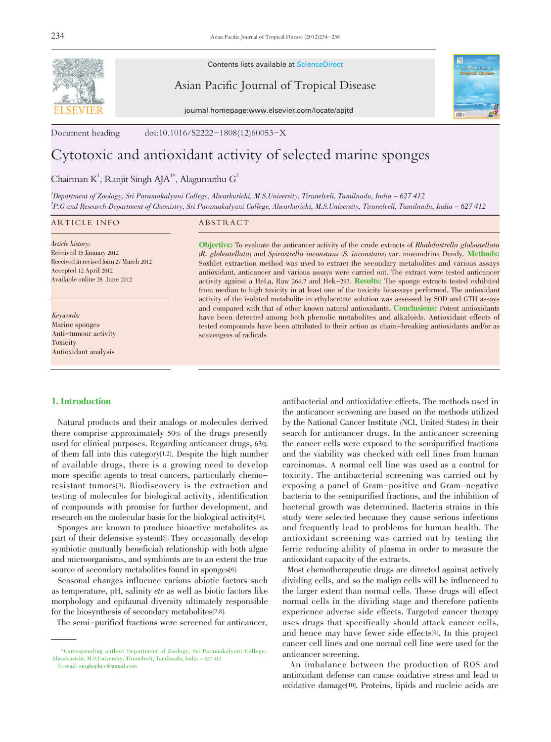Contents lists available at ScienceDirect

Asian Pacific Journal of Tropical Disease

journal homepage:www.elsevier.com/locate/apjtd

Document heading doi:10.1016/S2222-1808(12)60053-X

# Cytotoxic and antioxidant activity of selected marine sponges

Chairman K[1], Ranjit Singh AJA[1*], Alagumuthu G[2]

[1]Department of Zoology, Sri Paramakalyani College, Alwarkurichi, M.S.University, Tirunelveli, Tamilnadu, India – 627 412

[2]P.G and Research Department of Chemistry, Sri Paramakalyani College, Alwarkurichi, M.S.University, Tirunelveli, Tamilnadu, India – 627 412

## ARTICLE INFO

*Article history:*
Received 15 January 2012
Received in revised form 27 March 2012
Accepted 12 April 2012
Available online 28 June 2012

*Keywords:*
Marine sponges
Anti-tumour activity
Toxicity
Antioxidant analysis

## ABSTRACT

**Objective:** To evaluate the anticancer activity of the crude extracts of *Rhabdastrella globostellata* (*R. globostellata*) and *Spirastrella inconstans* (*S. inconstans*) var. moeandrina Dendy. **Methods:** Soxhlet extraction method was used to extract the secondary metabolites and various assays antioxidant, anticancer and various assays were carried out. The extract were tested anticancer activity against a HeLa, Raw 264.7 and Hek-293. **Results:** The sponge extracts tested exhibited from median to high toxicity in at least one of the toxicity bioassays performed. The antioxidant activity of the isolated metabolite in ethylacetate solution was assessed by SOD and GTH assays and compared with that of other known natural antioxidants. **Conclusions:** Potent antioxidants have been detected among both phenolic metabolites and alkaloids. Antioxidant effects of tested compounds have been attributed to their action as chain-breaking antioxidants and/or as scavengers of radicals

## 1. Introduction

Natural products and their analogs or molecules derived there comprise approximately 50% of the drugs presently used for clinical purposes. Regarding anticancer drugs, 63% of them fall into this category[1,2]. Despite the high number of available drugs, there is a growing need to develop more specific agents to treat cancers, particularly chemo-resistant tumors[3]. Biodiscovery is the extraction and testing of molecules for biological activity, identification of compounds with promise for further development, and research on the molecular basis for the biological activity[4].

Sponges are known to produce bioactive metabolites as part of their defensive system[5]. They occasionally develop symbiotic (mutually beneficial) relationship with both algae and microorganisms, and symbionts are to an extent the true source of secondary metabolites found in sponges[6].

Seasonal changes influence various abiotic factors such as temperature, pH, salinity *etc* as well as biotic factors like morphology and epifaunal diversity ultimately responsible for the biosynthesis of secondary metabolites[7,8].

The semi-purified fractions were screened for anticancer, antibacterial and antioxidative effects. The methods used in the anticancer screening are based on the methods utilized by the National Cancer Institute (NCI, United States) in their search for anticancer drugs. In the anticancer screening the cancer cells were exposed to the semipurified fractions and the viability was checked with cell lines from human carcinomas. A normal cell line was used as a control for toxicity. The antibacterial screening was carried out by exposing a panel of Gram-positive and Gram-negative bacteria to the semipurified fractions, and the inhibition of bacterial growth was determined. Bacteria strains in this study were selected because they cause serious infections and frequently lead to problems for human health. The antioxidant screening was carried out by testing the ferric reducing ability of plasma in order to measure the antioxidant capacity of the extracts.

Most chemotherapeutic drugs are directed against actively dividing cells, and so the malign cells will be influenced to the larger extent than normal cells. These drugs will effect normal cells in the dividing stage and therefore patients experience adverse side effects. Targeted cancer therapy uses drugs that specifically should attack cancer cells, and hence may have fewer side effects[9]. In this project cancer cell lines and one normal cell line were used for the anticancer screening.

An imbalance between the production of ROS and antioxidant defense can cause oxidative stress and lead to oxidative damage[10]. Proteins, lipids and nucleic acids are

*Corresponding author: Department of Zoology, Sri Paramakalyani College, Alwarkurichi, M.S.University, Tirunelveli, Tamilnadu, India – 627 412
E-mail: singhspkcc@gmail.com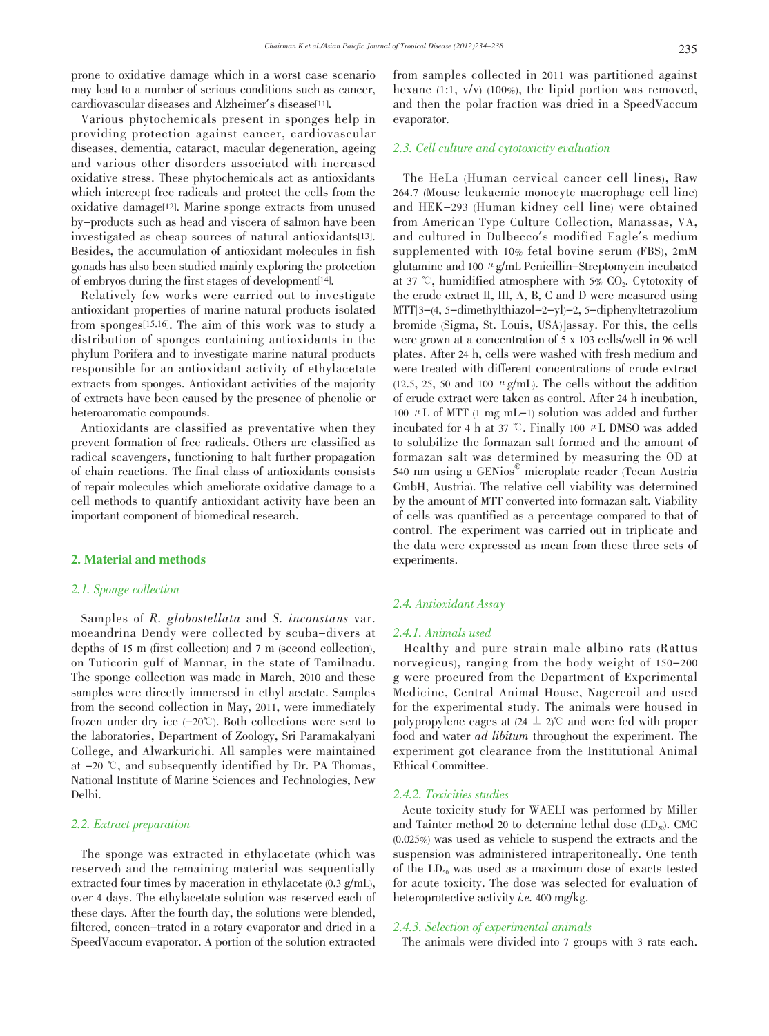prone to oxidative damage which in a worst case scenario may lead to a number of serious conditions such as cancer, cardiovascular diseases and Alzheimer's disease[11].

Various phytochemicals present in sponges help in providing protection against cancer, cardiovascular diseases, dementia, cataract, macular degeneration, ageing and various other disorders associated with increased oxidative stress. These phytochemicals act as antioxidants which intercept free radicals and protect the cells from the oxidative damage[12]. Marine sponge extracts from unused by–products such as head and viscera of salmon have been investigated as cheap sources of natural antioxidants[13]. Besides, the accumulation of antioxidant molecules in fish gonads has also been studied mainly exploring the protection of embryos during the first stages of development[14].

Relatively few works were carried out to investigate antioxidant properties of marine natural products isolated from sponges[15,16]. The aim of this work was to study a distribution of sponges containing antioxidants in the phylum Porifera and to investigate marine natural products responsible for an antioxidant activity of ethylacetate extracts from sponges. Antioxidant activities of the majority of extracts have been caused by the presence of phenolic or heteroaromatic compounds.

Antioxidants are classified as preventative when they prevent formation of free radicals. Others are classified as radical scavengers, functioning to halt further propagation of chain reactions. The final class of antioxidants consists of repair molecules which ameliorate oxidative damage to a cell methods to quantify antioxidant activity have been an important component of biomedical research.

## 2. Material and methods

### 2.1. Sponge collection

Samples of *R. globostellata* and *S. inconstans* var. moeandrina Dendy were collected by scuba–divers at depths of 15 m (first collection) and 7 m (second collection), on Tuticorin gulf of Mannar, in the state of Tamilnadu. The sponge collection was made in March, 2010 and these samples were directly immersed in ethyl acetate. Samples from the second collection in May, 2011, were immediately frozen under dry ice (–20℃). Both collections were sent to the laboratories, Department of Zoology, Sri Paramakalyani College, and Alwarkurichi. All samples were maintained at –20 ℃, and subsequently identified by Dr. PA Thomas, National Institute of Marine Sciences and Technologies, New Delhi.

### 2.2. Extract preparation

The sponge was extracted in ethylacetate (which was reserved) and the remaining material was sequentially extracted four times by maceration in ethylacetate (0.3 g/mL), over 4 days. The ethylacetate solution was reserved each of these days. After the fourth day, the solutions were blended, filtered, concen–trated in a rotary evaporator and dried in a SpeedVaccum evaporator. A portion of the solution extracted from samples collected in 2011 was partitioned against hexane (1:1, v/v) (100%), the lipid portion was removed, and then the polar fraction was dried in a SpeedVaccum evaporator.

### 2.3. Cell culture and cytotoxicity evaluation

The HeLa (Human cervical cancer cell lines), Raw 264.7 (Mouse leukaemic monocyte macrophage cell line) and HEK–293 (Human kidney cell line) were obtained from American Type Culture Collection, Manassas, VA, and cultured in Dulbecco's modified Eagle's medium supplemented with 10% fetal bovine serum (FBS), 2mM glutamine and 100 μg/mL Penicillin–Streptomycin incubated at 37 ℃, humidified atmosphere with 5% $CO_2$. Cytotoxicity of the crude extract II, III, A, B, C and D were measured using MTT[3–(4, 5–dimethylthiazol–2–yl)–2, 5–diphenyltetrazolium bromide (Sigma, St. Louis, USA)]assay. For this, the cells were grown at a concentration of 5 x 103 cells/well in 96 well plates. After 24 h, cells were washed with fresh medium and were treated with different concentrations of crude extract (12.5, 25, 50 and 100 μg/mL). The cells without the addition of crude extract were taken as control. After 24 h incubation, 100 μL of MTT (1 mg mL–1) solution was added and further incubated for 4 h at 37 ℃. Finally 100 μL DMSO was added to solubilize the formazan salt formed and the amount of formazan salt was determined by measuring the OD at 540 nm using a GENios® microplate reader (Tecan Austria GmbH, Austria). The relative cell viability was determined by the amount of MTT converted into formazan salt. Viability of cells was quantified as a percentage compared to that of control. The experiment was carried out in triplicate and the data were expressed as mean from these three sets of experiments.

### 2.4. Antioxidant Assay

#### 2.4.1. Animals used

Healthy and pure strain male albino rats (Rattus norvegicus), ranging from the body weight of 150–200 g were procured from the Department of Experimental Medicine, Central Animal House, Nagercoil and used for the experimental study. The animals were housed in polypropylene cages at (24 ± 2)℃ and were fed with proper food and water *ad libitum* throughout the experiment. The experiment got clearance from the Institutional Animal Ethical Committee.

#### 2.4.2. Toxicities studies

Acute toxicity study for WAELI was performed by Miller and Tainter method 20 to determine lethal dose ($LD_{50}$). CMC (0.025%) was used as vehicle to suspend the extracts and the suspension was administered intraperitoneally. One tenth of the $LD_{50}$ was used as a maximum dose of exacts tested for acute toxicity. The dose was selected for evaluation of heteroprotective activity *i.e.* 400 mg/kg.

#### 2.4.3. Selection of experimental animals

The animals were divided into 7 groups with 3 rats each.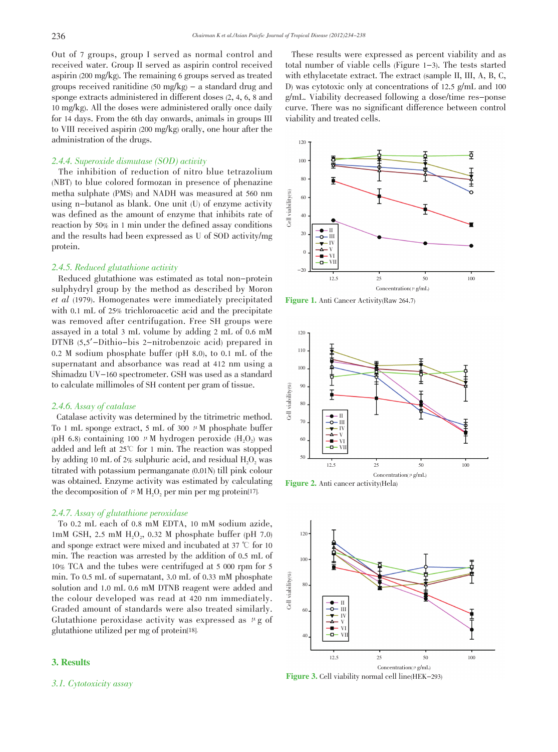Out of 7 groups, group I served as normal control and received water. Group II served as aspirin control received aspirin (200 mg/kg). The remaining 6 groups served as treated groups received ranitidine (50 mg/kg) – a standard drug and sponge extracts administered in different doses (2, 4, 6, 8 and 10 mg/kg). All the doses were administered orally once daily for 14 days. From the 6th day onwards, animals in groups III to VIII received aspirin (200 mg/kg) orally, one hour after the administration of the drugs.

### 2.4.4. Superoxide dismutase (SOD) activity

The inhibition of reduction of nitro blue tetrazolium (NBT) to blue colored formozan in presence of phenazine metha sulphate (PMS) and NADH was measured at 560 nm using n–butanol as blank. One unit (U) of enzyme activity was defined as the amount of enzyme that inhibits rate of reaction by 50% in 1 min under the defined assay conditions and the results had been expressed as U of SOD activity/mg protein.

### 2.4.5. Reduced glutathione activity

Reduced glutathione was estimated as total non–protein sulphydryl group by the method as described by Moron *et al* (1979). Homogenates were immediately precipitated with 0.1 mL of 25% trichloroacetic acid and the precipitate was removed after centrifugation. Free SH groups were assayed in a total 3 mL volume by adding 2 mL of 0.6 mM DTNB (5,5′–Dithio–bis 2–nitrobenzoic acid) prepared in 0.2 M sodium phosphate buffer (pH 8.0), to 0.1 mL of the supernatant and absorbance was read at 412 nm using a Shimadzu UV–160 spectrometer. GSH was used as a standard to calculate millimoles of SH content per gram of tissue.

### 2.4.6. Assay of catalase

Catalase activity was determined by the titrimetric method. To 1 mL sponge extract, 5 mL of 300 μM phosphate buffer (pH 6.8) containing 100 μM hydrogen peroxide ($H_2O_2$) was added and left at 25℃ for 1 min. The reaction was stopped by adding 10 mL of 2% sulphuric acid, and residual $H_2O_2$ was titrated with potassium permanganate (0.01N) till pink colour was obtained. Enzyme activity was estimated by calculating the decomposition of μM $H_2O_2$ per min per mg protein[17].

### 2.4.7. Assay of glutathione peroxidase

To 0.2 mL each of 0.8 mM EDTA, 10 mM sodium azide, 1mM GSH, 2.5 mM $H_2O_2$, 0.32 M phosphate buffer (pH 7.0) and sponge extract were mixed and incubated at 37 ℃ for 10 min. The reaction was arrested by the addition of 0.5 mL of 10% TCA and the tubes were centrifuged at 5 000 rpm for 5 min. To 0.5 mL of supernatant, 3.0 mL of 0.33 mM phosphate solution and 1.0 mL 0.6 mM DTNB reagent were added and the colour developed was read at 420 nm immediately. Graded amount of standards were also treated similarly. Glutathione peroxidase activity was expressed as μg of glutathione utilized per mg of protein[18].

## 3. Results

### 3.1. Cytotoxicity assay

These results were expressed as percent viability and as total number of viable cells (Figure 1–3). The tests started with ethylacetate extract. The extract (sample II, III, A, B, C, D) was cytotoxic only at concentrations of 12.5 g/mL and 100 g/mL. Viability decreased following a dose/time res–ponse curve. There was no significant difference between control viability and treated cells.

**Figure 1.** Anti Cancer Activity(Raw 264.7)

**Figure 2.** Anti cancer activity(Hela)

**Figure 3.** Cell viability normal cell line(HEK–293)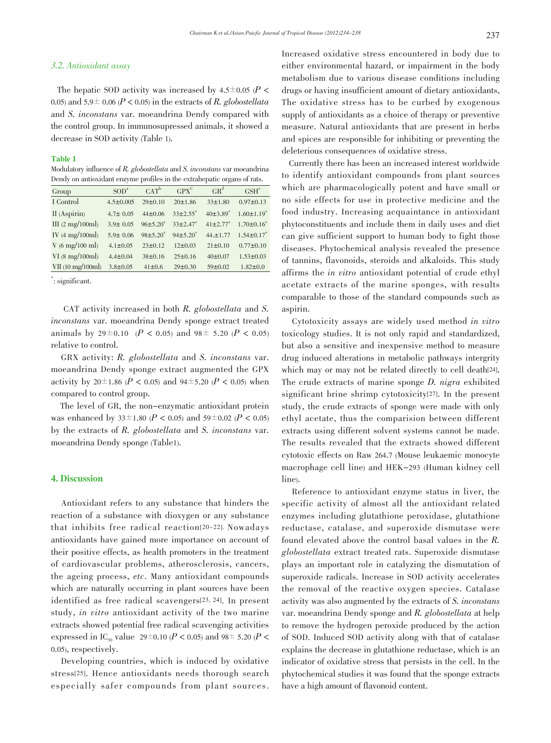### 3.2. Antioxidant assay

The hepatic SOD activity was increased by 4.5±0.05 ($P < 0.05$) and 5.9± 0.06 ($P < 0.05$) in the extracts of *R. globostellata* and *S. inconstans* var. moeandrina Dendy compared with the control group. In immunosupressed animals, it showed a decrease in SOD activity (Table 1).

**Table 1**

Modulatory influence of *R. globostellata* and *S. inconstans* var moeandrina Dendy on antioxidant enzyme profiles in the extrahepatic organs of rats.

| Group | SOD[a] | CAT[b] | GPX[C] | GR[d] | GSH[e] |
|---|---|---|---|---|---|
| I Control | 4.5±0.005 | 29±0.10 | 20±1.86 | 33±1.80 | 0.97±0.13 |
| II (Aspirin) | 4.7± 0.05 | 44±0.06 | 33±2.55* | 40±3.89* | 1.60±1.19* |
| III (2 mg/100ml) | 3.9± 0.05 | 96±5.20* | 33±2.47* | 41±2.77* | 1.70±0.16* |
| IV (4 mg/100ml) | 5.9± 0.06 | 98±5.20* | 94±5.20* | 44.±1.77 | 1.54±0.17* |
| V (6 mg/100 ml) | 4.1±0.05 | 23±0.12 | 12±0.03 | 21±0.10 | 0.77±0.10 |
| VI (8 mg/100ml) | 4.4±0.04 | 38±0.16 | 25±0.16 | 40±0.07 | 1.53±0.03 |
| VII (10 mg/100ml) | 3.8±0.05 | 41±0.6 | 29±0.30 | 59±0.02 | 1.82±0.0 |

*: significant.

CAT activity increased in both *R. globostellata* and *S. inconstans* var. moeandrina Dendy sponge extract treated animals by 29±0.10 ($P < 0.05$) and 98± 5.20 ($P < 0.05$) relative to control.

GRX activity: *R. globostellata* and *S. inconstans* var. moeandrina Dendy sponge extract augmented the GPX activity by 20±1.86 ($P < 0.05$) and 94±5.20 ($P < 0.05$) when compared to control group.

The level of GR, the non-enzymatic antioxidant protein was enhanced by 33±1.80 ($P < 0.05$) and 59±0.02 ($P < 0.05$) by the extracts of *R. globostellata* and *S. inconstans* var. moeandrina Dendy sponge (Table1).

## 4. Discussion

Antioxidant refers to any substance that hinders the reaction of a substance with dioxygen or any substance that inhibits free radical reaction[20-22]. Nowadays antioxidants have gained more importance on account of their positive effects, as health promoters in the treatment of cardiovascular problems, atherosclerosis, cancers, the ageing process, *etc*. Many antioxidant compounds which are naturally occurring in plant sources have been identified as free radical scavengers[23, 24]. In present study, *in vitro* antioxidant activity of the two marine extracts showed potential free radical scavenging activities expressed in $IC_{50}$ value 29±0.10 ($P < 0.05$) and 98± 5.20 ($P < 0.05$), respectively.

Developing countries, which is induced by oxidative stress[25]. Hence antioxidants needs thorough search especially safer compounds from plant sources. Increased oxidative stress encountered in body due to either environmental hazard, or impairment in the body metabolism due to various disease conditions including drugs or having insufficient amount of dietary antioxidants, The oxidative stress has to be curbed by exogenous supply of antioxidants as a choice of therapy or preventive measure. Natural antioxidants that are present in herbs and spices are responsible for inhibiting or preventing the deleterious consequences of oxidative stress.

Currently there has been an increased interest worldwide to identify antioxidant compounds from plant sources which are pharmacologically potent and have small or no side effects for use in protective medicine and the food industry. Increasing acquaintance in antioxidant phytoconstituents and include them in daily uses and diet can give sufficient support to human body to fight those diseases. Phytochemical analysis revealed the presence of tannins, flavonoids, steroids and alkaloids. This study affirms the *in vitro* antioxidant potential of crude ethyl acetate extracts of the marine sponges, with results comparable to those of the standard compounds such as aspirin.

Cytotoxicity assays are widely used method *in vitro* toxicology studies. It is not only rapid and standardized, but also a sensitive and inexpensive method to measure drug induced alterations in metabolic pathways intergrity which may or may not be related directly to cell death[24]. The crude extracts of marine sponge *D. nigra* exhibited significant brine shrimp cytotoxicity[27]. In the present study, the crude extracts of sponge were made with only ethyl acetate, thus the comparision between different extracts using different solvent systems cannot be made. The results revealed that the extracts showed different cytotoxic effects on Raw 264.7 (Mouse leukaemic monocyte macrophage cell line) and HEK-293 (Human kidney cell line).

Reference to antioxidant enzyme status in liver, the specific activity of almost all the antioxidant related enzymes including glutathione peroxidase, glutathione reductase, catalase, and superoxide dismutase were found elevated above the control basal values in the *R. globostellata* extract treated rats. Superoxide dismutase plays an important role in catalyzing the dismutation of superoxide radicals. Increase in SOD activity accelerates the removal of the reactive oxygen species. Catalase activity was also augmented by the extracts of *S. inconstans* var. moeandrina Dendy sponge and *R. globostellata* at help to remove the hydrogen peroxide produced by the action of SOD. Induced SOD activity along with that of catalase explains the decrease in glutathione reductase, which is an indicator of oxidative stress that persists in the cell. In the phytochemical studies it was found that the sponge extracts have a high amount of flavonoid content.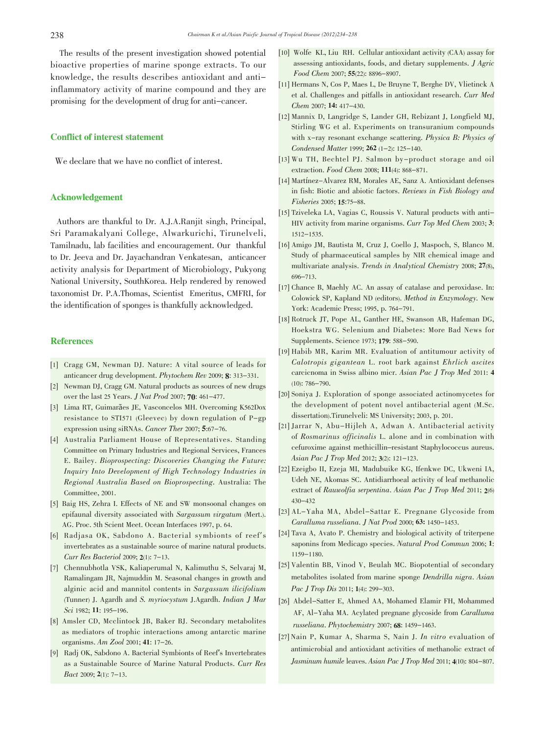The results of the present investigation showed potential bioactive properties of marine sponge extracts. To our knowledge, the results describes antioxidant and anti-inflammatory activity of marine compound and they are promising for the development of drug for anti-cancer.

## Conflict of interest statement

We declare that we have no conflict of interest.

## Acknowledgement

Authors are thankful to Dr. A.J.A.Ranjit singh, Principal, Sri Paramakalyani College, Alwarkurichi, Tirunelveli, Tamilnadu, lab facilities and encouragement. Our thankful to Dr. Jeeva and Dr. Jayachandran Venkatesan, anticancer activity analysis for Department of Microbiology, Pukyong National University, SouthKorea. Help rendered by renowed taxonomist Dr. P.A.Thomas, Scientist Emeritus, CMFRI, for the identification of sponges is thankfully acknowledged.

## References

[1] Cragg GM, Newman DJ. Nature: A vital source of leads for anticancer drug development. *Phytochem Rev* 2009; **8**: 313-331.

[2] Newman DJ, Cragg GM. Natural products as sources of new drugs over the last 25 Years. *J Nat Prod* 2007; **70**: 461-477.

[3] Lima RT, Guimarães JE, Vasconcelos MH. Overcoming K562Dox resistance to STI571 (Gleevec) by down regulation of P-gp expression using siRNAs. *Cancer Ther* 2007; **5**:67-76.

[4] Australia Parliament House of Representatives. Standing Committee on Primary Industries and Regional Services, Frances E. Bailey. *Bioprospecting: Discoveries Changing the Future: Inquiry Into Development of High Technology Industries in Regional Australia Based on Bioprospecting.* Australia: The Committee, 2001.

[5] Baig HS, Zehra I. Effects of NE and SW monsoonal changes on epifaunal diversity associated with *Sargassum virgatum* (Mert.). AG. Proc. 5th Scient Meet. Ocean Interfaces 1997, p. 64.

[6] Radjasa OK, Sabdono A. Bacterial symbionts of reef's invertebrates as a sustainable source of marine natural products. *Curr Res Bacteriol* 2009; **2**(1): 7-13.

[7] Chennubhotla VSK, Kaliaperumal N, Kalimuthu S, Selvaraj M, Ramalingam JR, Najmuddin M. Seasonal changes in growth and alginic acid and mannitol contents in *Sargassum ilicifolium* (Tunner) J. Agardh and *S. myriocystum* J.Agardh. *Indian J Mar Sci* 1982; **11**: 195-196.

[8] Amsler CD, Mcclintock JB, Baker BJ. Secondary metabolites as mediators of trophic interactions among antarctic marine organisms. *Am Zool* 2001; **41**: 17-26.

[9] Radj OK, Sabdono A. Bacterial Symbionts of Reef's Invertebrates as a Sustainable Source of Marine Natural Products. *Curr Res Bact* 2009; **2**(1): 7-13.

[10] Wolfe KL, Liu RH. Cellular antioxidant activity (CAA) assay for assessing antioxidants, foods, and dietary supplements. *J Agric Food Chem* 2007; **55**(22): 8896-8907.

[11] Hermans N, Cos P, Maes L, De Bruyne T, Berghe DV, Vlietinck A et al. Challenges and pitfalls in antioxidant research. *Curr Med Chem* 2007; **14:** 417-430.

[12] Mannix D, Langridge S, Lander GH, Rebizant J, Longfield MJ, Stirling WG et al. Experiments on transuranium compounds with x-ray resonant exchange scattering. *Physica B: Physics of Condensed Matter* 1999; **262** (1-2): 125-140.

[13] Wu TH, Bechtel PJ. Salmon by-product storage and oil extraction. *Food Chem* 2008; **111**(4): 868-871.

[14] Martínez-Alvarez RM, Morales AE, Sanz A. Antioxidant defenses in fish: Biotic and abiotic factors. *Reviews in Fish Biology and Fisheries* 2005; **15**:75-88.

[15] Tziveleka LA, Vagias C, Roussis V. Natural products with anti-HIV activity from marine organisms. *Curr Top Med Chem* 2003; **3**: 1512-1535.

[16] Amigo JM, Bautista M, Cruz J, Coello J, Maspoch, S, Blanco M. Study of pharmaceutical samples by NIR chemical image and multivariate analysis. *Trends in Analytical Chemistry* 2008; **27**(8), 696-713.

[17] Chance B, Maehly AC. An assay of catalase and peroxidase. In: Colowick SP, Kapland ND (editors). *Method in Enzymology.* New York: Academic Press; 1995, p. 764-791.

[18] Rotruck JT, Pope AL, Ganther HE, Swanson AB, Hafeman DG, Hoekstra WG. Selenium and Diabetes: More Bad News for Supplements. Science 1973; **179**: 588-590.

[19] Habib MR, Karim MR. Evaluation of antitumour activity of *Calotropis gigantean* L. root bark against *Ehrlich ascites* carcicnoma in Swiss albino micr. *Asian Pac J Trop Med* 2011: **4** (10): 786-790.

[20] Soniya J. Exploration of sponge associated actinomycetes for the development of potent novel antibacterial agent (M.Sc. dissertation).Tirunelveli: MS University; 2003, p. 201.

[21] Jarrar N, Abu-Hijleh A, Adwan A. Antibacterial activity of *Rosmarinus officinalis* L. alone and in combination with cefuroxime against methicillin-resistant Staphylococcus aureus. *Asian Pac J Trop Med* 2012; **3**(2): 121-123.

[22] Ezeigbo II, Ezeja MI, Madubuike KG, Ifenkwe DC, Ukweni IA, Udeh NE, Akomas SC. Antidiarrhoeal activity of leaf methanolic extract of *Rauwolfia serpentina*. *Asian Pac J Trop Med* 2011; **2**(6) 430-432

[23] AL-Yaha MA, Abdel-Sattar E. Pregnane Glycoside from *Caralluma russeliana*. *J Nat Prod* 2000; **63:** 1450-1453.

[24] Tava A, Avato P. Chemistry and biological activity of triterpene saponins from Medicago species. *Natural Prod Commun* 2006; **1**: 1159-1180.

[25] Valentin BB, Vinod V, Beulah MC. Biopotential of secondary metabolites isolated from marine sponge *Dendrilla nigra*. *Asian Pac J Trop Dis* 2011; **1**(4): 299-303.

[26] Abdel-Satter E, Ahmed AA, Mohamed Elamir FH, Mohammed AF, Al-Yaha MA. Acylated pregnane glycoside from *Caralluma russeliana*. *Phytochemistry* 2007; **68**: 1459-1463.

[27] Nain P, Kumar A, Sharma S, Nain J. *In vitro* evaluation of antimicrobial and antioxidant activities of methanolic extract of *Jasminum humile* leaves. *Asian Pac J Trop Med* 2011; **4**(10): 804-807.